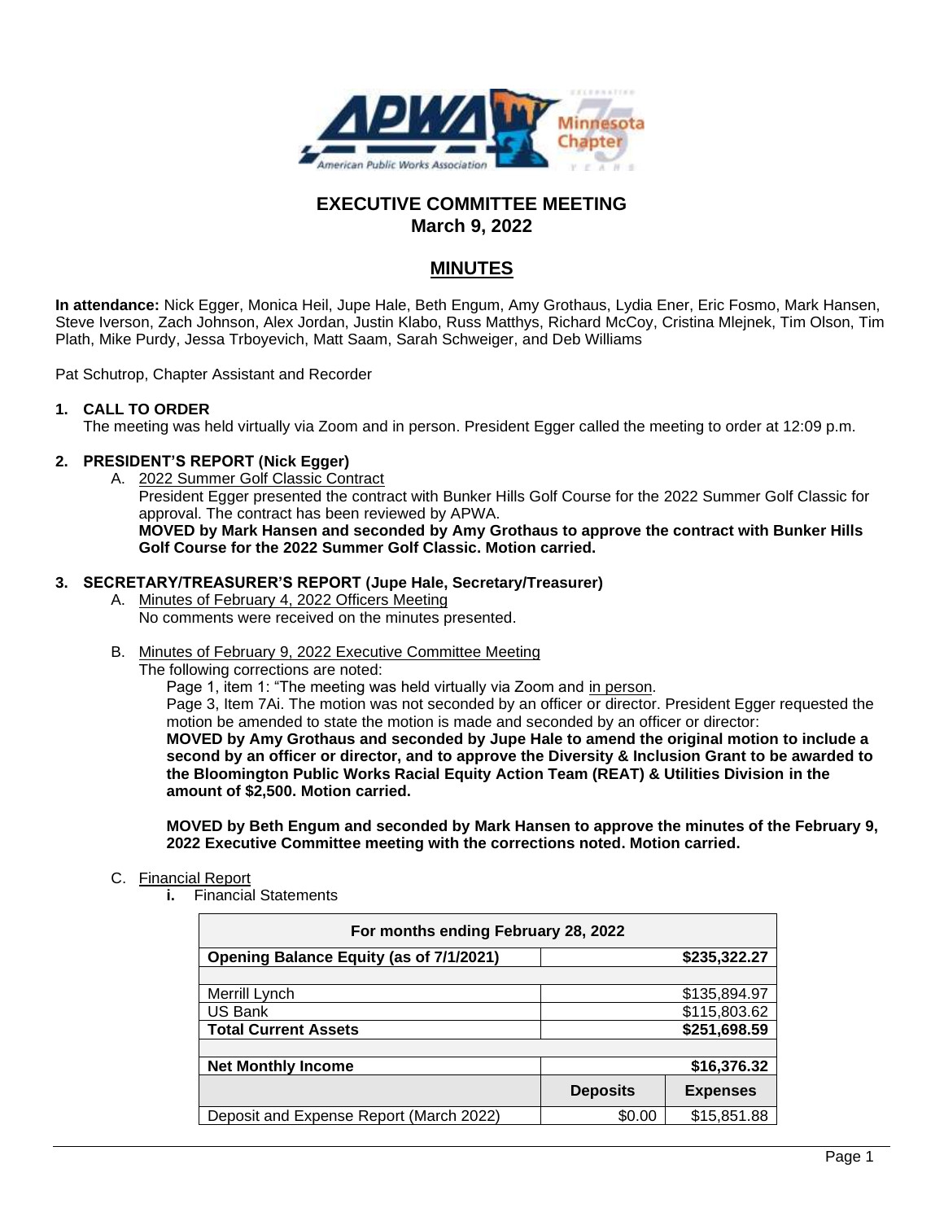# EXECUTIVE COMMITTEE MEETING
## March 9, 2022

## MINUTES

**In attendance:** Nick Egger, Monica Heil, Jupe Hale, Beth Engum, Amy Grothaus, Lydia Ener, Eric Fosmo, Mark Hansen, Steve Iverson, Zach Johnson, Alex Jordan, Justin Klabo, Russ Matthys, Richard McCoy, Cristina Mlejnek, Tim Olson, Tim Plath, Mike Purdy, Jessa Trboyevich, Matt Saam, Sarah Schweiger, and Deb Williams

Pat Schutrop, Chapter Assistant and Recorder

**1. CALL TO ORDER**

The meeting was held virtually via Zoom and in person. President Egger called the meeting to order at 12:09 p.m.

**2. PRESIDENT'S REPORT (Nick Egger)**

A. 2022 Summer Golf Classic Contract

President Egger presented the contract with Bunker Hills Golf Course for the 2022 Summer Golf Classic for approval. The contract has been reviewed by APWA.

**MOVED by Mark Hansen and seconded by Amy Grothaus to approve the contract with Bunker Hills Golf Course for the 2022 Summer Golf Classic. Motion carried.**

**3. SECRETARY/TREASURER'S REPORT (Jupe Hale, Secretary/Treasurer)**

A. Minutes of February 4, 2022 Officers Meeting

No comments were received on the minutes presented.

B. Minutes of February 9, 2022 Executive Committee Meeting

The following corrections are noted:

Page 1, item 1: "The meeting was held virtually via Zoom and in person.

Page 3, Item 7Ai. The motion was not seconded by an officer or director. President Egger requested the motion be amended to state the motion is made and seconded by an officer or director:

**MOVED by Amy Grothaus and seconded by Jupe Hale to amend the original motion to include a second by an officer or director, and to approve the Diversity & Inclusion Grant to be awarded to the Bloomington Public Works Racial Equity Action Team (REAT) & Utilities Division in the amount of $2,500. Motion carried.**

**MOVED by Beth Engum and seconded by Mark Hansen to approve the minutes of the February 9, 2022 Executive Committee meeting with the corrections noted. Motion carried.**

C. Financial Report

**i.** Financial Statements

| For months ending February 28, 2022 | | |
|---|---|---|
| **Opening Balance Equity (as of 7/1/2021)** | | **$235,322.27** |
| | | |
| Merrill Lynch | | $135,894.97 |
| US Bank | | $115,803.62 |
| **Total Current Assets** | | **$251,698.59** |
| | | |
| **Net Monthly Income** | | **$16,376.32** |
| | **Deposits** | **Expenses** |
| Deposit and Expense Report (March 2022) | $0.00 | $15,851.88 |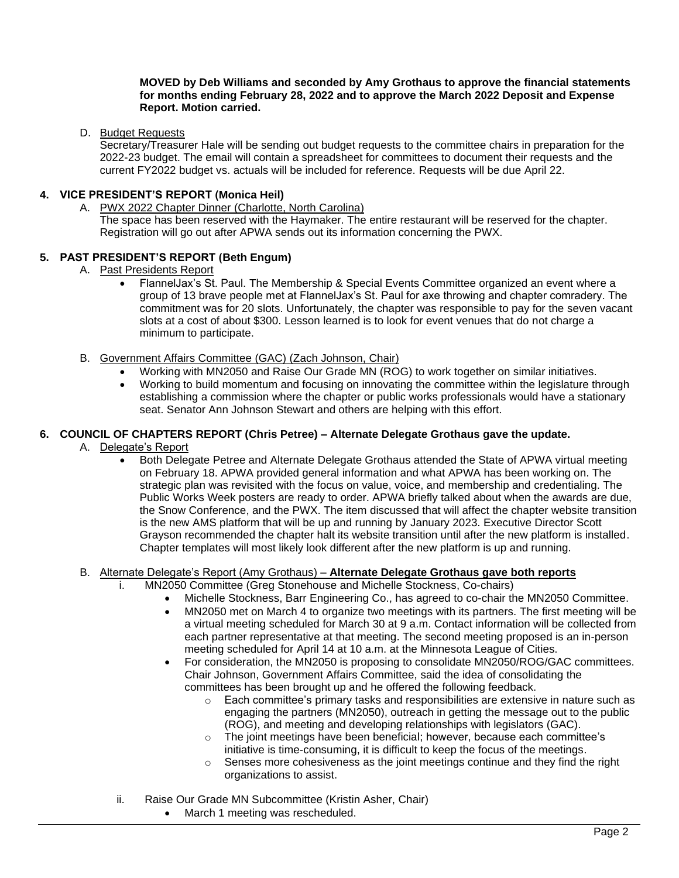**MOVED by Deb Williams and seconded by Amy Grothaus to approve the financial statements for months ending February 28, 2022 and to approve the March 2022 Deposit and Expense Report. Motion carried.**

D. Budget Requests
Secretary/Treasurer Hale will be sending out budget requests to the committee chairs in preparation for the 2022-23 budget. The email will contain a spreadsheet for committees to document their requests and the current FY2022 budget vs. actuals will be included for reference. Requests will be due April 22.

**4. VICE PRESIDENT'S REPORT (Monica Heil)**

A. PWX 2022 Chapter Dinner (Charlotte, North Carolina)
The space has been reserved with the Haymaker. The entire restaurant will be reserved for the chapter. Registration will go out after APWA sends out its information concerning the PWX.

**5. PAST PRESIDENT'S REPORT (Beth Engum)**

A. Past Presidents Report
- FlannelJax's St. Paul. The Membership & Special Events Committee organized an event where a group of 13 brave people met at FlannelJax's St. Paul for axe throwing and chapter comradery. The commitment was for 20 slots. Unfortunately, the chapter was responsible to pay for the seven vacant slots at a cost of about $300. Lesson learned is to look for event venues that do not charge a minimum to participate.

B. Government Affairs Committee (GAC) (Zach Johnson, Chair)
- Working with MN2050 and Raise Our Grade MN (ROG) to work together on similar initiatives.
- Working to build momentum and focusing on innovating the committee within the legislature through establishing a commission where the chapter or public works professionals would have a stationary seat. Senator Ann Johnson Stewart and others are helping with this effort.

**6. COUNCIL OF CHAPTERS REPORT (Chris Petree) – Alternate Delegate Grothaus gave the update.**

A. Delegate's Report
- Both Delegate Petree and Alternate Delegate Grothaus attended the State of APWA virtual meeting on February 18. APWA provided general information and what APWA has been working on. The strategic plan was revisited with the focus on value, voice, and membership and credentialing. The Public Works Week posters are ready to order. APWA briefly talked about when the awards are due, the Snow Conference, and the PWX. The item discussed that will affect the chapter website transition is the new AMS platform that will be up and running by January 2023. Executive Director Scott Grayson recommended the chapter halt its website transition until after the new platform is installed. Chapter templates will most likely look different after the new platform is up and running.

B. Alternate Delegate's Report (Amy Grothaus) – **Alternate Delegate Grothaus gave both reports**

i. MN2050 Committee (Greg Stonehouse and Michelle Stockness, Co-chairs)
- Michelle Stockness, Barr Engineering Co., has agreed to co-chair the MN2050 Committee.
- MN2050 met on March 4 to organize two meetings with its partners. The first meeting will be a virtual meeting scheduled for March 30 at 9 a.m. Contact information will be collected from each partner representative at that meeting. The second meeting proposed is an in-person meeting scheduled for April 14 at 10 a.m. at the Minnesota League of Cities.
- For consideration, the MN2050 is proposing to consolidate MN2050/ROG/GAC committees. Chair Johnson, Government Affairs Committee, said the idea of consolidating the committees has been brought up and he offered the following feedback.
  - Each committee's primary tasks and responsibilities are extensive in nature such as engaging the partners (MN2050), outreach in getting the message out to the public (ROG), and meeting and developing relationships with legislators (GAC).
  - The joint meetings have been beneficial; however, because each committee's initiative is time-consuming, it is difficult to keep the focus of the meetings.
  - Senses more cohesiveness as the joint meetings continue and they find the right organizations to assist.

ii. Raise Our Grade MN Subcommittee (Kristin Asher, Chair)
- March 1 meeting was rescheduled.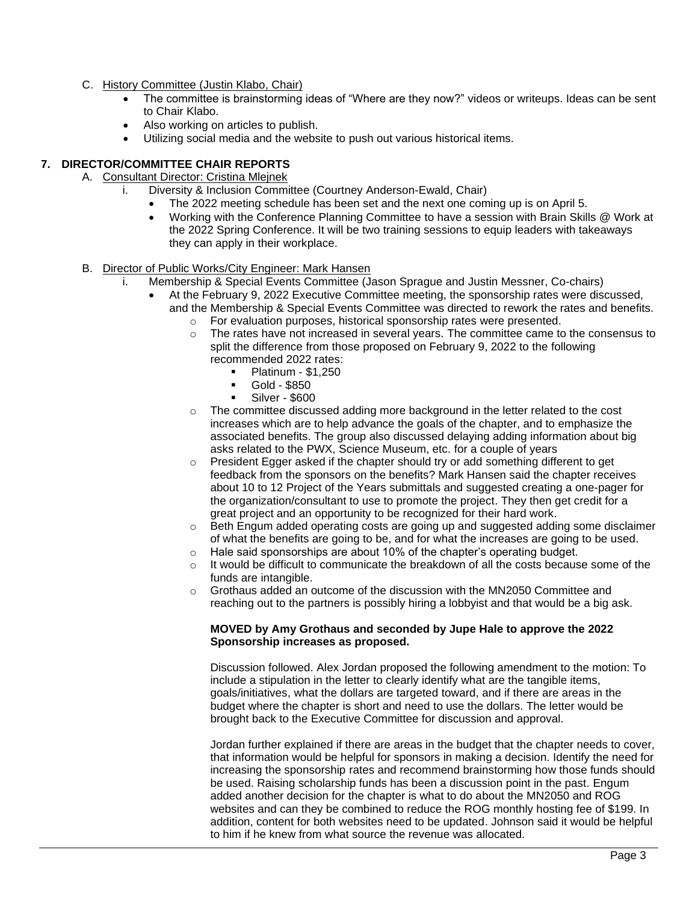C. <u>History Committee (Justin Klabo, Chair)</u>
   - The committee is brainstorming ideas of "Where are they now?" videos or writeups. Ideas can be sent to Chair Klabo.
   - Also working on articles to publish.
   - Utilizing social media and the website to push out various historical items.

**7. DIRECTOR/COMMITTEE CHAIR REPORTS**

A. <u>Consultant Director: Cristina Mlejnek</u>
   i. Diversity & Inclusion Committee (Courtney Anderson-Ewald, Chair)
      - The 2022 meeting schedule has been set and the next one coming up is on April 5.
      - Working with the Conference Planning Committee to have a session with Brain Skills @ Work at the 2022 Spring Conference. It will be two training sessions to equip leaders with takeaways they can apply in their workplace.

B. <u>Director of Public Works/City Engineer: Mark Hansen</u>
   i. Membership & Special Events Committee (Jason Sprague and Justin Messner, Co-chairs)
      - At the February 9, 2022 Executive Committee meeting, the sponsorship rates were discussed, and the Membership & Special Events Committee was directed to rework the rates and benefits.
         - For evaluation purposes, historical sponsorship rates were presented.
         - The rates have not increased in several years. The committee came to the consensus to split the difference from those proposed on February 9, 2022 to the following recommended 2022 rates:
            - Platinum - $1,250
            - Gold - $850
            - Silver - $600
         - The committee discussed adding more background in the letter related to the cost increases which are to help advance the goals of the chapter, and to emphasize the associated benefits. The group also discussed delaying adding information about big asks related to the PWX, Science Museum, etc. for a couple of years
         - President Egger asked if the chapter should try or add something different to get feedback from the sponsors on the benefits? Mark Hansen said the chapter receives about 10 to 12 Project of the Years submittals and suggested creating a one-pager for the organization/consultant to use to promote the project. They then get credit for a great project and an opportunity to be recognized for their hard work.
         - Beth Engum added operating costs are going up and suggested adding some disclaimer of what the benefits are going to be, and for what the increases are going to be used.
         - Hale said sponsorships are about 10% of the chapter's operating budget.
         - It would be difficult to communicate the breakdown of all the costs because some of the funds are intangible.
         - Grothaus added an outcome of the discussion with the MN2050 Committee and reaching out to the partners is possibly hiring a lobbyist and that would be a big ask.

      **MOVED by Amy Grothaus and seconded by Jupe Hale to approve the 2022 Sponsorship increases as proposed.**

      Discussion followed. Alex Jordan proposed the following amendment to the motion: To include a stipulation in the letter to clearly identify what are the tangible items, goals/initiatives, what the dollars are targeted toward, and if there are areas in the budget where the chapter is short and need to use the dollars. The letter would be brought back to the Executive Committee for discussion and approval.

      Jordan further explained if there are areas in the budget that the chapter needs to cover, that information would be helpful for sponsors in making a decision. Identify the need for increasing the sponsorship rates and recommend brainstorming how those funds should be used. Raising scholarship funds has been a discussion point in the past. Engum added another decision for the chapter is what to do about the MN2050 and ROG websites and can they be combined to reduce the ROG monthly hosting fee of $199. In addition, content for both websites need to be updated. Johnson said it would be helpful to him if he knew from what source the revenue was allocated.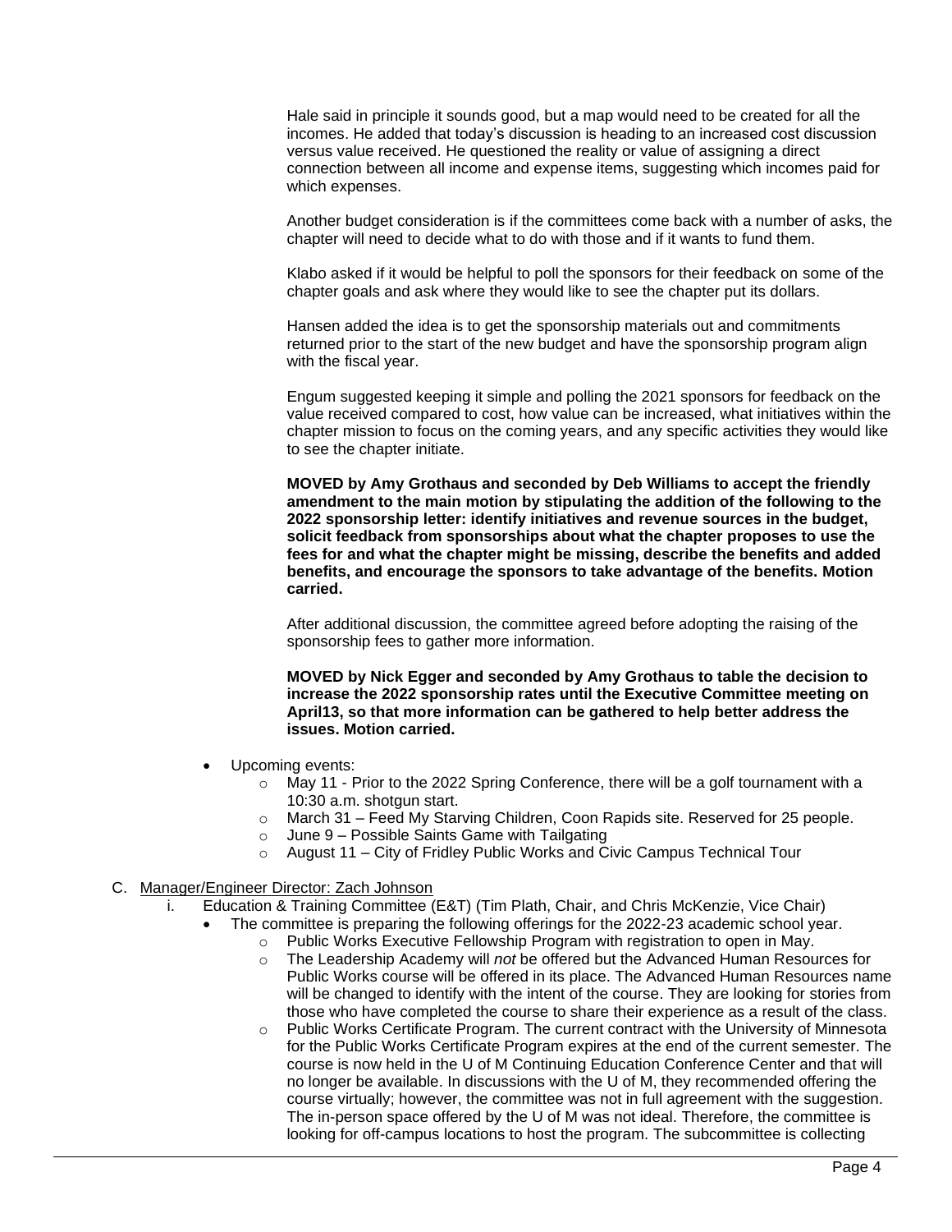Hale said in principle it sounds good, but a map would need to be created for all the incomes. He added that today's discussion is heading to an increased cost discussion versus value received. He questioned the reality or value of assigning a direct connection between all income and expense items, suggesting which incomes paid for which expenses.

Another budget consideration is if the committees come back with a number of asks, the chapter will need to decide what to do with those and if it wants to fund them.

Klabo asked if it would be helpful to poll the sponsors for their feedback on some of the chapter goals and ask where they would like to see the chapter put its dollars.

Hansen added the idea is to get the sponsorship materials out and commitments returned prior to the start of the new budget and have the sponsorship program align with the fiscal year.

Engum suggested keeping it simple and polling the 2021 sponsors for feedback on the value received compared to cost, how value can be increased, what initiatives within the chapter mission to focus on the coming years, and any specific activities they would like to see the chapter initiate.

**MOVED by Amy Grothaus and seconded by Deb Williams to accept the friendly amendment to the main motion by stipulating the addition of the following to the 2022 sponsorship letter: identify initiatives and revenue sources in the budget, solicit feedback from sponsorships about what the chapter proposes to use the fees for and what the chapter might be missing, describe the benefits and added benefits, and encourage the sponsors to take advantage of the benefits. Motion carried.**

After additional discussion, the committee agreed before adopting the raising of the sponsorship fees to gather more information.

**MOVED by Nick Egger and seconded by Amy Grothaus to table the decision to increase the 2022 sponsorship rates until the Executive Committee meeting on April13, so that more information can be gathered to help better address the issues. Motion carried.**

- Upcoming events:
  - May 11 - Prior to the 2022 Spring Conference, there will be a golf tournament with a 10:30 a.m. shotgun start.
  - March 31 – Feed My Starving Children, Coon Rapids site. Reserved for 25 people.
  - June 9 – Possible Saints Game with Tailgating
  - August 11 – City of Fridley Public Works and Civic Campus Technical Tour

C. Manager/Engineer Director: Zach Johnson

i. Education & Training Committee (E&T) (Tim Plath, Chair, and Chris McKenzie, Vice Chair)

- The committee is preparing the following offerings for the 2022-23 academic school year.
  - Public Works Executive Fellowship Program with registration to open in May.
  - The Leadership Academy will *not* be offered but the Advanced Human Resources for Public Works course will be offered in its place. The Advanced Human Resources name will be changed to identify with the intent of the course. They are looking for stories from those who have completed the course to share their experience as a result of the class.
  - Public Works Certificate Program. The current contract with the University of Minnesota for the Public Works Certificate Program expires at the end of the current semester. The course is now held in the U of M Continuing Education Conference Center and that will no longer be available. In discussions with the U of M, they recommended offering the course virtually; however, the committee was not in full agreement with the suggestion. The in-person space offered by the U of M was not ideal. Therefore, the committee is looking for off-campus locations to host the program. The subcommittee is collecting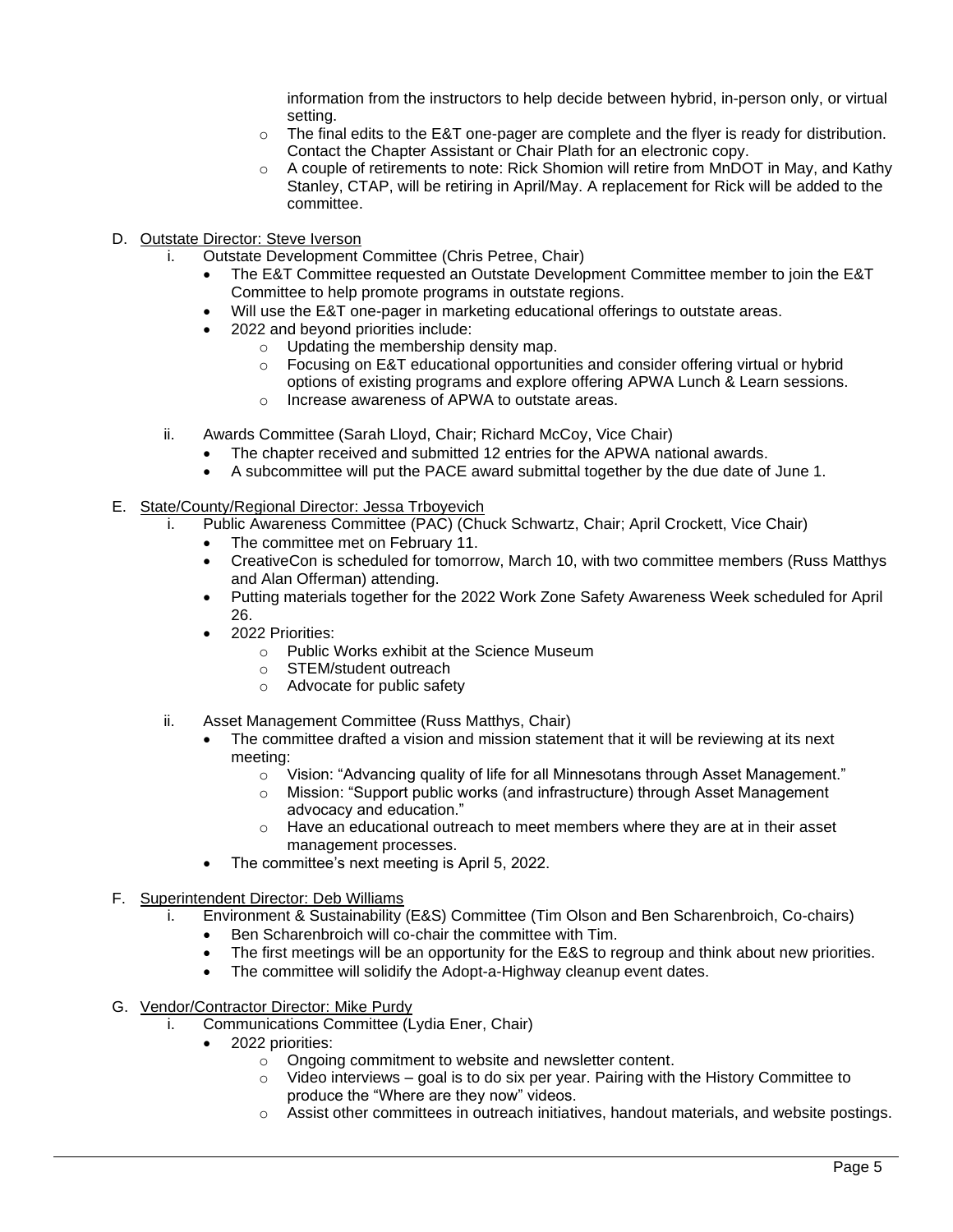information from the instructors to help decide between hybrid, in-person only, or virtual setting.
    - The final edits to the E&T one-pager are complete and the flyer is ready for distribution. Contact the Chapter Assistant or Chair Plath for an electronic copy.
    - A couple of retirements to note: Rick Shomion will retire from MnDOT in May, and Kathy Stanley, CTAP, will be retiring in April/May. A replacement for Rick will be added to the committee.

D. Outstate Director: Steve Iverson
   i. Outstate Development Committee (Chris Petree, Chair)
      - The E&T Committee requested an Outstate Development Committee member to join the E&T Committee to help promote programs in outstate regions.
      - Will use the E&T one-pager in marketing educational offerings to outstate areas.
      - 2022 and beyond priorities include:
        - Updating the membership density map.
        - Focusing on E&T educational opportunities and consider offering virtual or hybrid options of existing programs and explore offering APWA Lunch & Learn sessions.
        - Increase awareness of APWA to outstate areas.

   ii. Awards Committee (Sarah Lloyd, Chair; Richard McCoy, Vice Chair)
      - The chapter received and submitted 12 entries for the APWA national awards.
      - A subcommittee will put the PACE award submittal together by the due date of June 1.

E. State/County/Regional Director: Jessa Trboyevich
   i. Public Awareness Committee (PAC) (Chuck Schwartz, Chair; April Crockett, Vice Chair)
      - The committee met on February 11.
      - CreativeCon is scheduled for tomorrow, March 10, with two committee members (Russ Matthys and Alan Offerman) attending.
      - Putting materials together for the 2022 Work Zone Safety Awareness Week scheduled for April 26.
      - 2022 Priorities:
        - Public Works exhibit at the Science Museum
        - STEM/student outreach
        - Advocate for public safety

   ii. Asset Management Committee (Russ Matthys, Chair)
      - The committee drafted a vision and mission statement that it will be reviewing at its next meeting:
        - Vision: "Advancing quality of life for all Minnesotans through Asset Management."
        - Mission: "Support public works (and infrastructure) through Asset Management advocacy and education."
        - Have an educational outreach to meet members where they are at in their asset management processes.
      - The committee's next meeting is April 5, 2022.

F. Superintendent Director: Deb Williams
   i. Environment & Sustainability (E&S) Committee (Tim Olson and Ben Scharenbroich, Co-chairs)
      - Ben Scharenbroich will co-chair the committee with Tim.
      - The first meetings will be an opportunity for the E&S to regroup and think about new priorities.
      - The committee will solidify the Adopt-a-Highway cleanup event dates.

G. Vendor/Contractor Director: Mike Purdy
   i. Communications Committee (Lydia Ener, Chair)
      - 2022 priorities:
        - Ongoing commitment to website and newsletter content.
        - Video interviews – goal is to do six per year. Pairing with the History Committee to produce the "Where are they now" videos.
        - Assist other committees in outreach initiatives, handout materials, and website postings.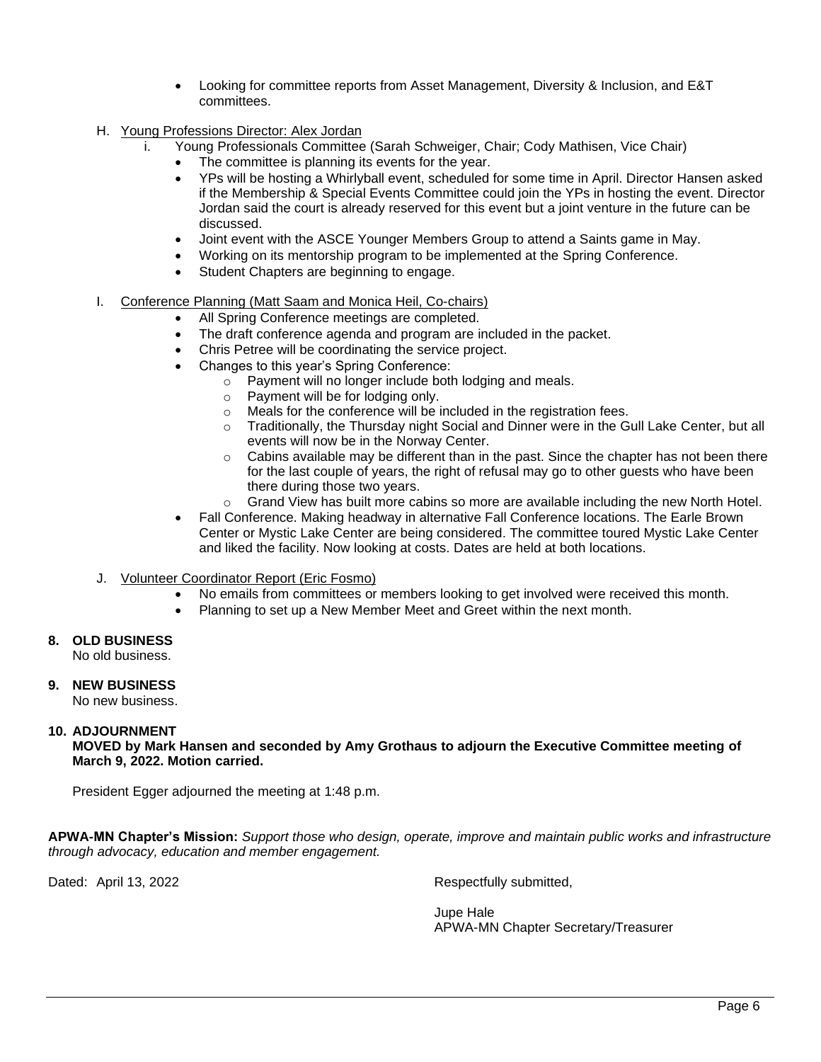- Looking for committee reports from Asset Management, Diversity & Inclusion, and E&T committees.

H. Young Professions Director: Alex Jordan

  i. Young Professionals Committee (Sarah Schweiger, Chair; Cody Mathisen, Vice Chair)
     - The committee is planning its events for the year.
     - YPs will be hosting a Whirlyball event, scheduled for some time in April. Director Hansen asked if the Membership & Special Events Committee could join the YPs in hosting the event. Director Jordan said the court is already reserved for this event but a joint venture in the future can be discussed.
     - Joint event with the ASCE Younger Members Group to attend a Saints game in May.
     - Working on its mentorship program to be implemented at the Spring Conference.
     - Student Chapters are beginning to engage.

I. Conference Planning (Matt Saam and Monica Heil, Co-chairs)
  - All Spring Conference meetings are completed.
  - The draft conference agenda and program are included in the packet.
  - Chris Petree will be coordinating the service project.
  - Changes to this year's Spring Conference:
    - Payment will no longer include both lodging and meals.
    - Payment will be for lodging only.
    - Meals for the conference will be included in the registration fees.
    - Traditionally, the Thursday night Social and Dinner were in the Gull Lake Center, but all events will now be in the Norway Center.
    - Cabins available may be different than in the past. Since the chapter has not been there for the last couple of years, the right of refusal may go to other guests who have been there during those two years.
    - Grand View has built more cabins so more are available including the new North Hotel.
  - Fall Conference. Making headway in alternative Fall Conference locations. The Earle Brown Center or Mystic Lake Center are being considered. The committee toured Mystic Lake Center and liked the facility. Now looking at costs. Dates are held at both locations.

J. Volunteer Coordinator Report (Eric Fosmo)
  - No emails from committees or members looking to get involved were received this month.
  - Planning to set up a New Member Meet and Greet within the next month.

**8. OLD BUSINESS**

No old business.

**9. NEW BUSINESS**

No new business.

**10. ADJOURNMENT**

**MOVED by Mark Hansen and seconded by Amy Grothaus to adjourn the Executive Committee meeting of March 9, 2022. Motion carried.**

President Egger adjourned the meeting at 1:48 p.m.

**APWA-MN Chapter's Mission:** *Support those who design, operate, improve and maintain public works and infrastructure through advocacy, education and member engagement.*

Dated: April 13, 2022

Respectfully submitted,

Jupe Hale
APWA-MN Chapter Secretary/Treasurer